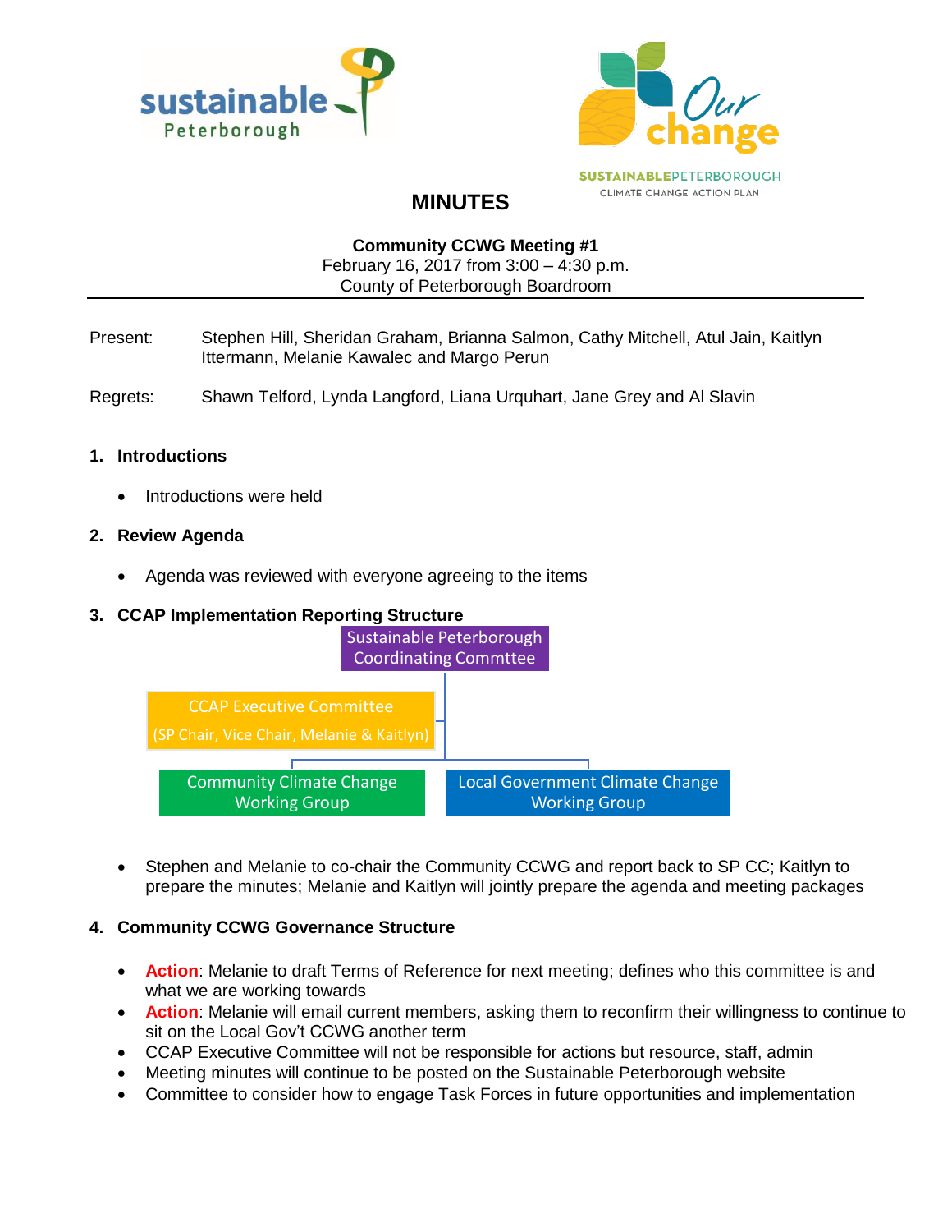# MINUTES

**Community CCWG Meeting #1**
February 16, 2017 from 3:00 – 4:30 p.m.
County of Peterborough Boardroom

Present: Stephen Hill, Sheridan Graham, Brianna Salmon, Cathy Mitchell, Atul Jain, Kaitlyn Ittermann, Melanie Kawalec and Margo Perun

Regrets: Shawn Telford, Lynda Langford, Liana Urquhart, Jane Grey and Al Slavin

## 1. Introductions

- Introductions were held

## 2. Review Agenda

- Agenda was reviewed with everyone agreeing to the items

## 3. CCAP Implementation Reporting Structure

Sustainable Peterborough Coordinating Commttee

CCAP Executive Committee (SP Chair, Vice Chair, Melanie & Kaitlyn)

Community Climate Change Working Group

Local Government Climate Change Working Group

- Stephen and Melanie to co-chair the Community CCWG and report back to SP CC; Kaitlyn to prepare the minutes; Melanie and Kaitlyn will jointly prepare the agenda and meeting packages

## 4. Community CCWG Governance Structure

- **Action**: Melanie to draft Terms of Reference for next meeting; defines who this committee is and what we are working towards
- **Action**: Melanie will email current members, asking them to reconfirm their willingness to continue to sit on the Local Gov't CCWG another term
- CCAP Executive Committee will not be responsible for actions but resource, staff, admin
- Meeting minutes will continue to be posted on the Sustainable Peterborough website
- Committee to consider how to engage Task Forces in future opportunities and implementation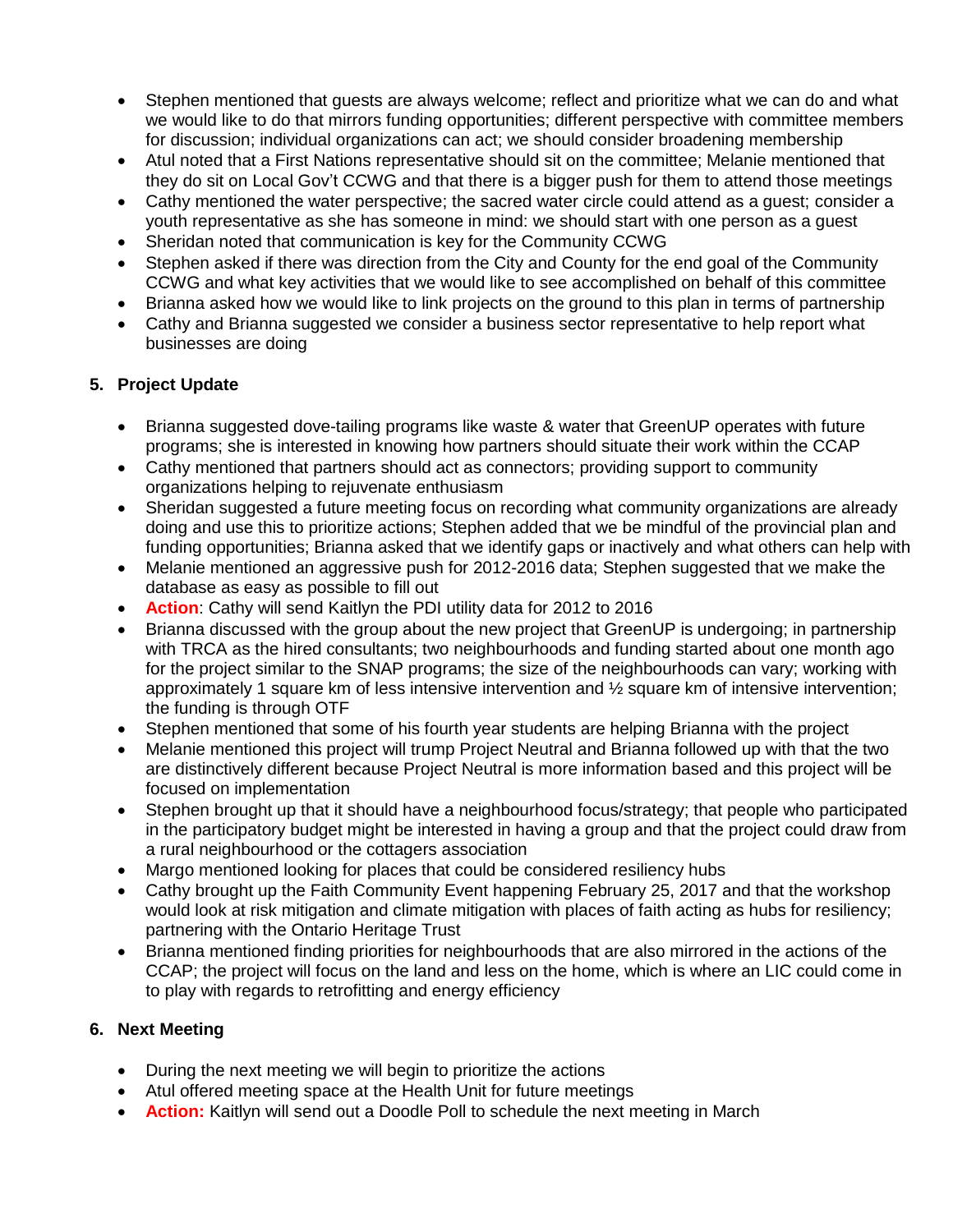- Stephen mentioned that guests are always welcome; reflect and prioritize what we can do and what we would like to do that mirrors funding opportunities; different perspective with committee members for discussion; individual organizations can act; we should consider broadening membership
- Atul noted that a First Nations representative should sit on the committee; Melanie mentioned that they do sit on Local Gov't CCWG and that there is a bigger push for them to attend those meetings
- Cathy mentioned the water perspective; the sacred water circle could attend as a guest; consider a youth representative as she has someone in mind: we should start with one person as a guest
- Sheridan noted that communication is key for the Community CCWG
- Stephen asked if there was direction from the City and County for the end goal of the Community CCWG and what key activities that we would like to see accomplished on behalf of this committee
- Brianna asked how we would like to link projects on the ground to this plan in terms of partnership
- Cathy and Brianna suggested we consider a business sector representative to help report what businesses are doing

## 5. Project Update

- Brianna suggested dove-tailing programs like waste & water that GreenUP operates with future programs; she is interested in knowing how partners should situate their work within the CCAP
- Cathy mentioned that partners should act as connectors; providing support to community organizations helping to rejuvenate enthusiasm
- Sheridan suggested a future meeting focus on recording what community organizations are already doing and use this to prioritize actions; Stephen added that we be mindful of the provincial plan and funding opportunities; Brianna asked that we identify gaps or inactively and what others can help with
- Melanie mentioned an aggressive push for 2012-2016 data; Stephen suggested that we make the database as easy as possible to fill out
- **Action**: Cathy will send Kaitlyn the PDI utility data for 2012 to 2016
- Brianna discussed with the group about the new project that GreenUP is undergoing; in partnership with TRCA as the hired consultants; two neighbourhoods and funding started about one month ago for the project similar to the SNAP programs; the size of the neighbourhoods can vary; working with approximately 1 square km of less intensive intervention and ½ square km of intensive intervention; the funding is through OTF
- Stephen mentioned that some of his fourth year students are helping Brianna with the project
- Melanie mentioned this project will trump Project Neutral and Brianna followed up with that the two are distinctively different because Project Neutral is more information based and this project will be focused on implementation
- Stephen brought up that it should have a neighbourhood focus/strategy; that people who participated in the participatory budget might be interested in having a group and that the project could draw from a rural neighbourhood or the cottagers association
- Margo mentioned looking for places that could be considered resiliency hubs
- Cathy brought up the Faith Community Event happening February 25, 2017 and that the workshop would look at risk mitigation and climate mitigation with places of faith acting as hubs for resiliency; partnering with the Ontario Heritage Trust
- Brianna mentioned finding priorities for neighbourhoods that are also mirrored in the actions of the CCAP; the project will focus on the land and less on the home, which is where an LIC could come in to play with regards to retrofitting and energy efficiency

## 6. Next Meeting

- During the next meeting we will begin to prioritize the actions
- Atul offered meeting space at the Health Unit for future meetings
- **Action:** Kaitlyn will send out a Doodle Poll to schedule the next meeting in March